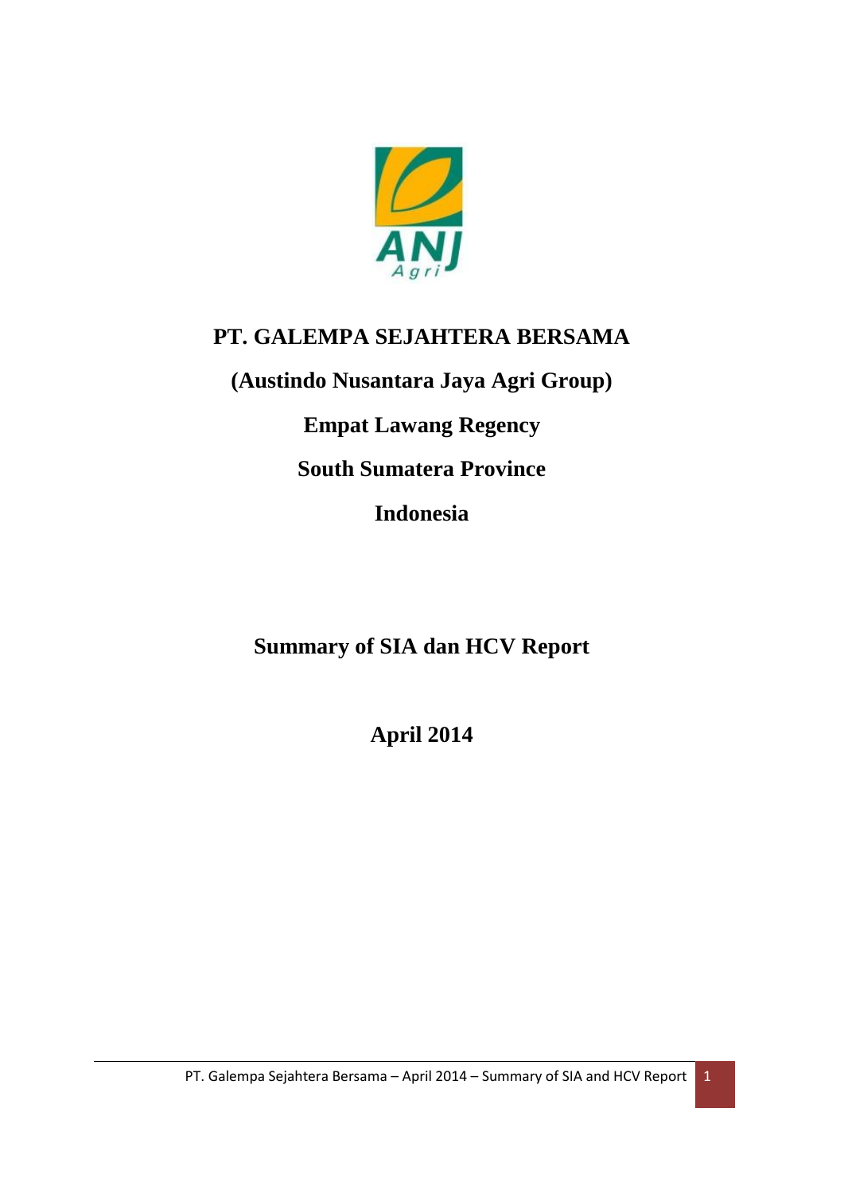# PT. GALEMPA SEJAHTERA BERSAMA

**(Austindo Nusantara Jaya Agri Group)**

**Empat Lawang Regency**

**South Sumatera Province**

**Indonesia**

## Summary of SIA dan HCV Report

**April 2014**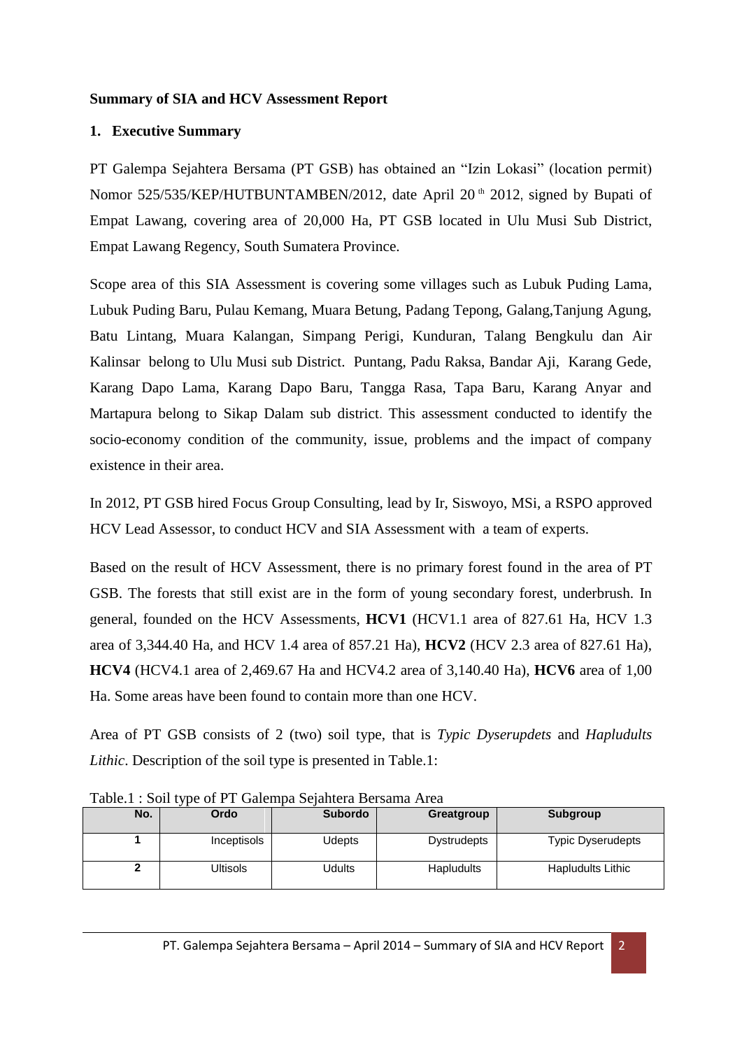**Summary of SIA and HCV Assessment Report**

## 1. Executive Summary

PT Galempa Sejahtera Bersama (PT GSB) has obtained an "Izin Lokasi" (location permit) Nomor 525/535/KEP/HUTBUNTAMBEN/2012, date April 20 th 2012, signed by Bupati of Empat Lawang, covering area of 20,000 Ha, PT GSB located in Ulu Musi Sub District, Empat Lawang Regency, South Sumatera Province.

Scope area of this SIA Assessment is covering some villages such as Lubuk Puding Lama, Lubuk Puding Baru, Pulau Kemang, Muara Betung, Padang Tepong, Galang,Tanjung Agung, Batu Lintang, Muara Kalangan, Simpang Perigi, Kunduran, Talang Bengkulu dan Air Kalinsar belong to Ulu Musi sub District. Puntang, Padu Raksa, Bandar Aji, Karang Gede, Karang Dapo Lama, Karang Dapo Baru, Tangga Rasa, Tapa Baru, Karang Anyar and Martapura belong to Sikap Dalam sub district. This assessment conducted to identify the socio-economy condition of the community, issue, problems and the impact of company existence in their area.

In 2012, PT GSB hired Focus Group Consulting, lead by Ir, Siswoyo, MSi, a RSPO approved HCV Lead Assessor, to conduct HCV and SIA Assessment with a team of experts.

Based on the result of HCV Assessment, there is no primary forest found in the area of PT GSB. The forests that still exist are in the form of young secondary forest, underbrush. In general, founded on the HCV Assessments, **HCV1** (HCV1.1 area of 827.61 Ha, HCV 1.3 area of 3,344.40 Ha, and HCV 1.4 area of 857.21 Ha), **HCV2** (HCV 2.3 area of 827.61 Ha), **HCV4** (HCV4.1 area of 2,469.67 Ha and HCV4.2 area of 3,140.40 Ha), **HCV6** area of 1,00 Ha. Some areas have been found to contain more than one HCV.

Area of PT GSB consists of 2 (two) soil type, that is *Typic Dyserupdets* and *Hapludults Lithic*. Description of the soil type is presented in Table.1:

Table.1 : Soil type of PT Galempa Sejahtera Bersama Area

| No. | Ordo | Subordo | Greatgroup | Subgroup |
|---|---|---|---|---|
| 1 | Inceptisols | Udepts | Dystrudepts | Typic Dyserudepts |
| 2 | Ultisols | Udults | Hapludults | Hapludults Lithic |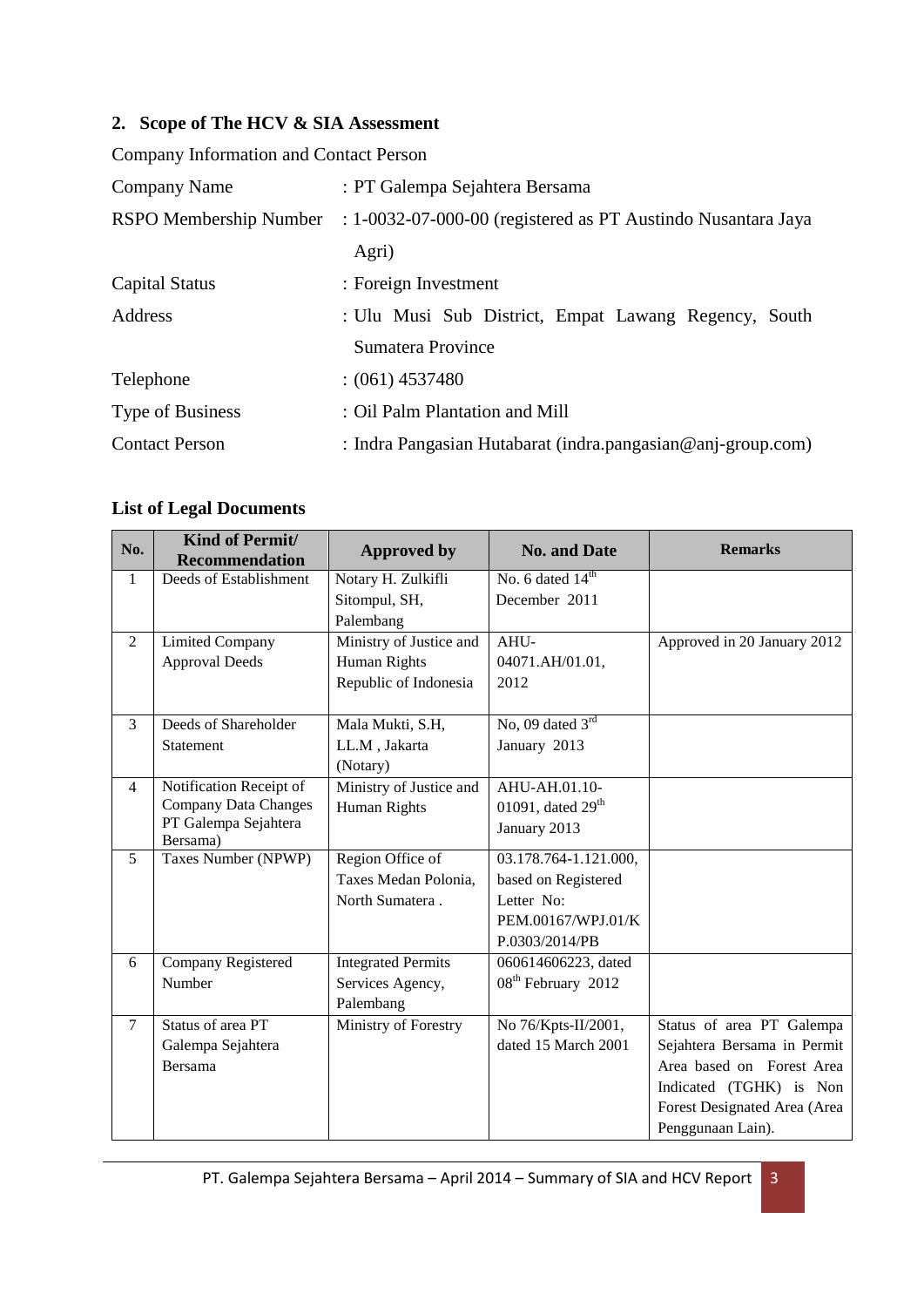## 2. Scope of The HCV & SIA Assessment

Company Information and Contact Person

| | |
|---|---|
| Company Name | : PT Galempa Sejahtera Bersama |
| RSPO Membership Number | : 1-0032-07-000-00 (registered as PT Austindo Nusantara Jaya Agri) |
| Capital Status | : Foreign Investment |
| Address | : Ulu Musi Sub District, Empat Lawang Regency, South Sumatera Province |
| Telephone | : (061) 4537480 |
| Type of Business | : Oil Palm Plantation and Mill |
| Contact Person | : Indra Pangasian Hutabarat (indra.pangasian@anj-group.com) |

### List of Legal Documents

| No. | Kind of Permit/ Recommendation | Approved by | No. and Date | Remarks |
|---|---|---|---|---|
| 1 | Deeds of Establishment | Notary H. Zulkifli Sitompul, SH, Palembang | No. 6 dated 14th December 2011 | |
| 2 | Limited Company Approval Deeds | Ministry of Justice and Human Rights Republic of Indonesia | AHU-04071.AH/01.01, 2012 | Approved in 20 January 2012 |
| 3 | Deeds of Shareholder Statement | Mala Mukti, S.H, LL.M , Jakarta (Notary) | No, 09 dated 3rd January 2013 | |
| 4 | Notification Receipt of Company Data Changes PT Galempa Sejahtera Bersama) | Ministry of Justice and Human Rights | AHU-AH.01.10-01091, dated 29th January 2013 | |
| 5 | Taxes Number (NPWP) | Region Office of Taxes Medan Polonia, North Sumatera . | 03.178.764-1.121.000, based on Registered Letter No: PEM.00167/WPJ.01/KP.0303/2014/PB | |
| 6 | Company Registered Number | Integrated Permits Services Agency, Palembang | 060614606223, dated 08th February 2012 | |
| 7 | Status of area PT Galempa Sejahtera Bersama | Ministry of Forestry | No 76/Kpts-II/2001, dated 15 March 2001 | Status of area PT Galempa Sejahtera Bersama in Permit Area based on Forest Area Indicated (TGHK) is Non Forest Designated Area (Area Penggunaan Lain). |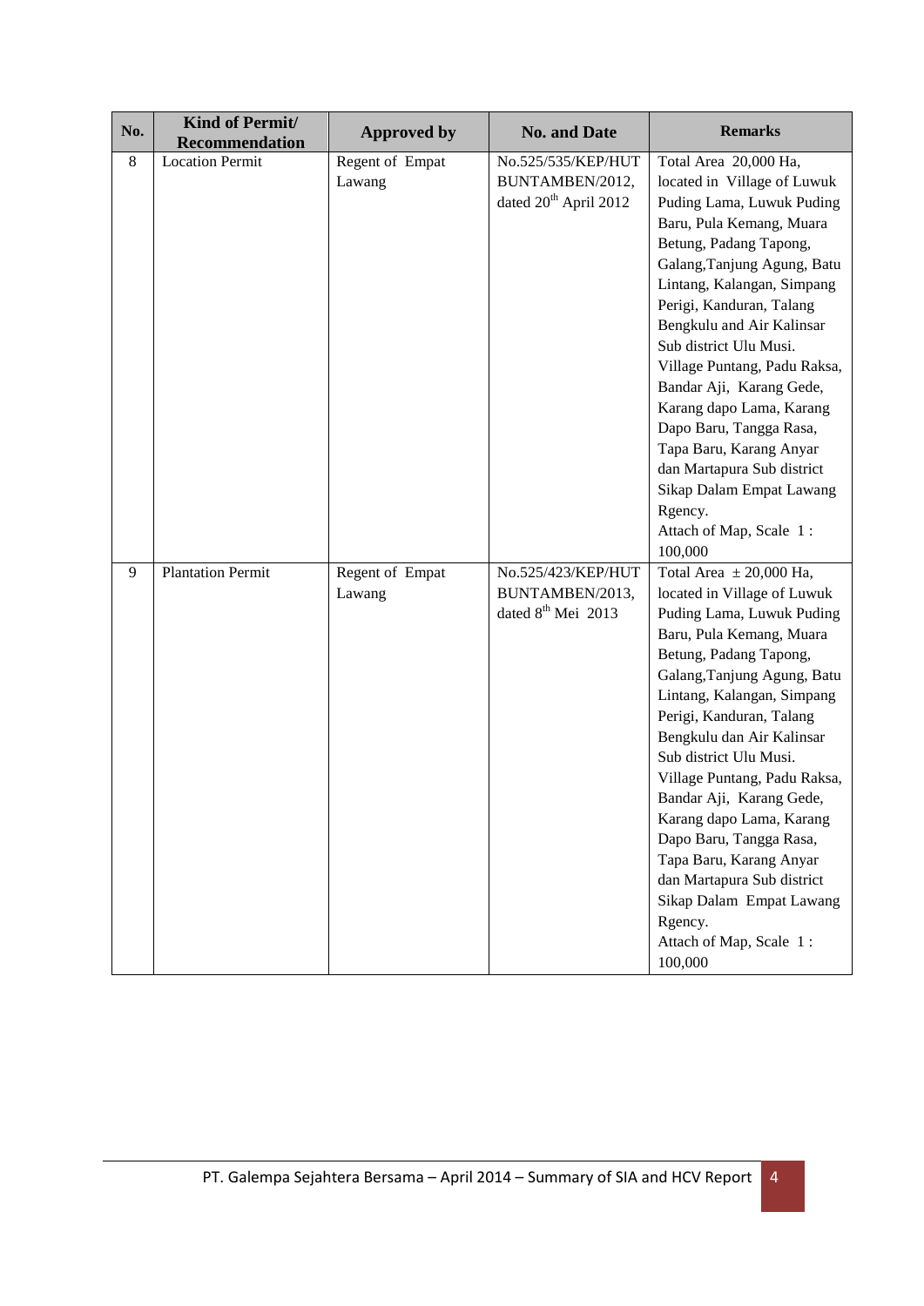| No. | Kind of Permit/ Recommendation | Approved by | No. and Date | Remarks |
|---|---|---|---|---|
| 8 | Location Permit | Regent of Empat Lawang | No.525/535/KEP/HUT BUNTAMBEN/2012, dated 20th April 2012 | Total Area 20,000 Ha, located in Village of Luwuk Puding Lama, Luwuk Puding Baru, Pula Kemang, Muara Betung, Padang Tapong, Galang,Tanjung Agung, Batu Lintang, Kalangan, Simpang Perigi, Kanduran, Talang Bengkulu and Air Kalinsar Sub district Ulu Musi. Village Puntang, Padu Raksa, Bandar Aji, Karang Gede, Karang dapo Lama, Karang Dapo Baru, Tangga Rasa, Tapa Baru, Karang Anyar dan Martapura Sub district Sikap Dalam Empat Lawang Rgency. Attach of Map, Scale 1 : 100,000 |
| 9 | Plantation Permit | Regent of Empat Lawang | No.525/423/KEP/HUT BUNTAMBEN/2013, dated 8th Mei 2013 | Total Area ± 20,000 Ha, located in Village of Luwuk Puding Lama, Luwuk Puding Baru, Pula Kemang, Muara Betung, Padang Tapong, Galang,Tanjung Agung, Batu Lintang, Kalangan, Simpang Perigi, Kanduran, Talang Bengkulu dan Air Kalinsar Sub district Ulu Musi. Village Puntang, Padu Raksa, Bandar Aji, Karang Gede, Karang dapo Lama, Karang Dapo Baru, Tangga Rasa, Tapa Baru, Karang Anyar dan Martapura Sub district Sikap Dalam Empat Lawang Rgency. Attach of Map, Scale 1 : 100,000 |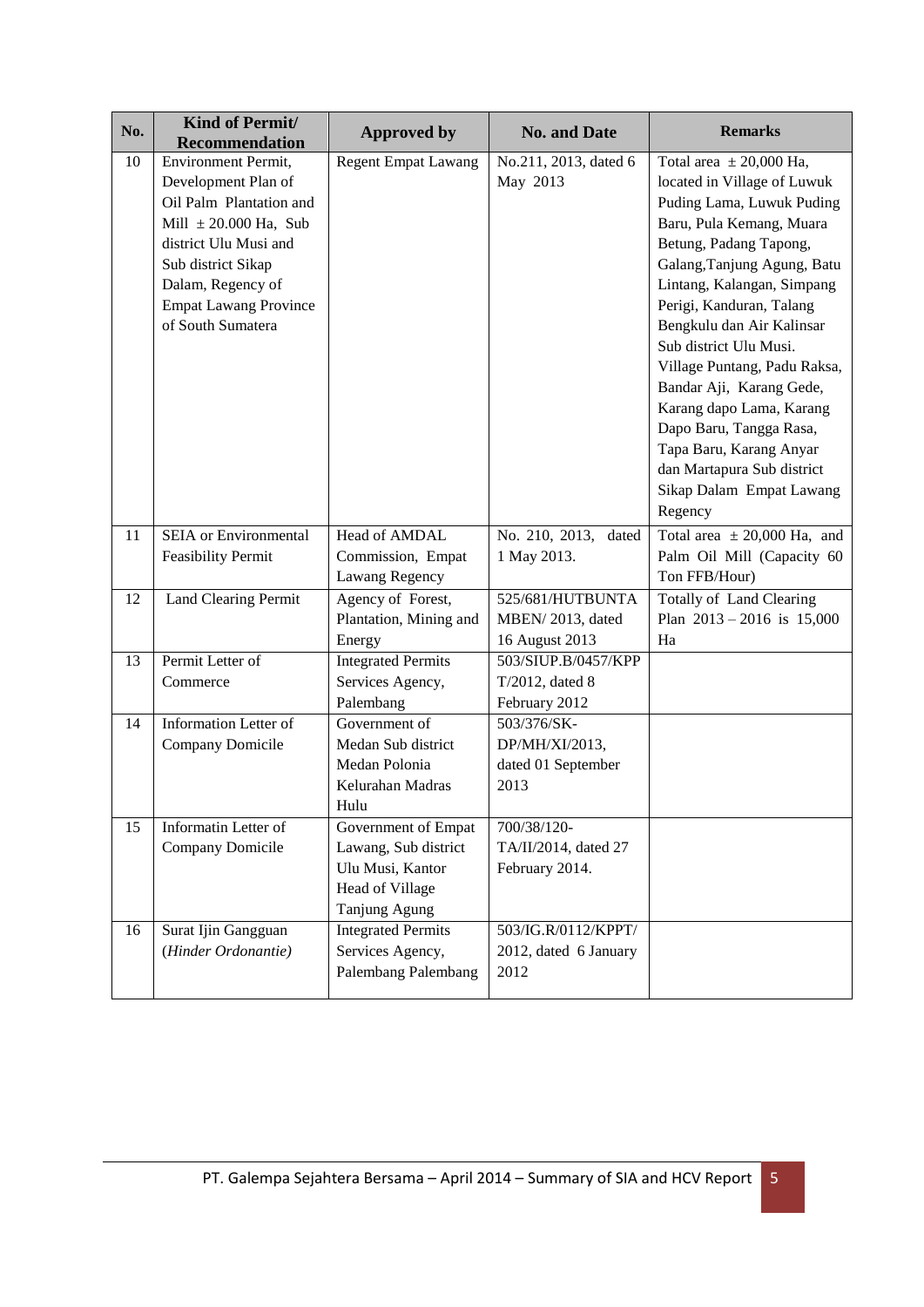| No. | Kind of Permit/ Recommendation | Approved by | No. and Date | Remarks |
|---|---|---|---|---|
| 10 | Environment Permit, Development Plan of Oil Palm Plantation and Mill ± 20.000 Ha, Sub district Ulu Musi and Sub district Sikap Dalam, Regency of Empat Lawang Province of South Sumatera | Regent Empat Lawang | No.211, 2013, dated 6 May 2013 | Total area ± 20,000 Ha, located in Village of Luwuk Puding Lama, Luwuk Puding Baru, Pula Kemang, Muara Betung, Padang Tapong, Galang,Tanjung Agung, Batu Lintang, Kalangan, Simpang Perigi, Kanduran, Talang Bengkulu dan Air Kalinsar Sub district Ulu Musi. Village Puntang, Padu Raksa, Bandar Aji, Karang Gede, Karang dapo Lama, Karang Dapo Baru, Tangga Rasa, Tapa Baru, Karang Anyar dan Martapura Sub district Sikap Dalam Empat Lawang Regency |
| 11 | SEIA or Environmental Feasibility Permit | Head of AMDAL Commission, Empat Lawang Regency | No. 210, 2013, dated 1 May 2013. | Total area ± 20,000 Ha, and Palm Oil Mill (Capacity 60 Ton FFB/Hour) |
| 12 | Land Clearing Permit | Agency of Forest, Plantation, Mining and Energy | 525/681/HUTBUNTA MBEN/ 2013, dated 16 August 2013 | Totally of Land Clearing Plan 2013 – 2016 is 15,000 Ha |
| 13 | Permit Letter of Commerce | Integrated Permits Services Agency, Palembang | 503/SIUP.B/0457/KPP T/2012, dated 8 February 2012 | |
| 14 | Information Letter of Company Domicile | Government of Medan Sub district Medan Polonia Kelurahan Madras Hulu | 503/376/SK-DP/MH/XI/2013, dated 01 September 2013 | |
| 15 | Informatin Letter of Company Domicile | Government of Empat Lawang, Sub district Ulu Musi, Kantor Head of Village Tanjung Agung | 700/38/120-TA/II/2014, dated 27 February 2014. | |
| 16 | Surat Ijin Gangguan (*Hinder Ordonantie*) | Integrated Permits Services Agency, Palembang Palembang | 503/IG.R/0112/KPPT/ 2012, dated 6 January 2012 | |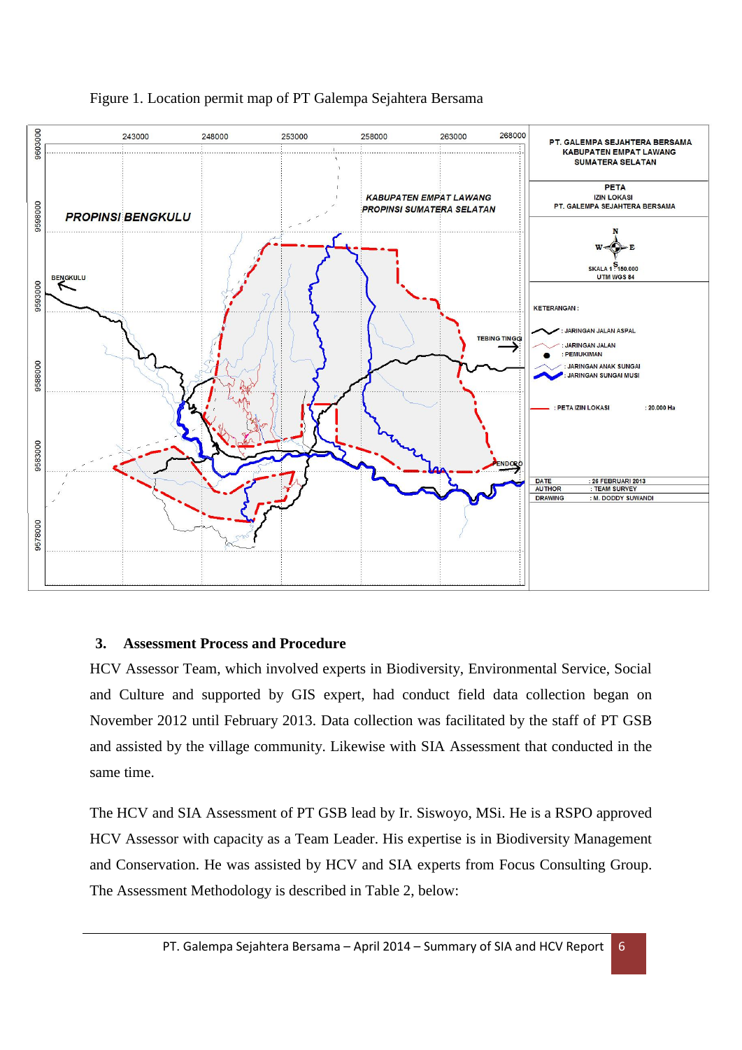Figure 1. Location permit map of PT Galempa Sejahtera Bersama

### 3. Assessment Process and Procedure

HCV Assessor Team, which involved experts in Biodiversity, Environmental Service, Social and Culture and supported by GIS expert, had conduct field data collection began on November 2012 until February 2013. Data collection was facilitated by the staff of PT GSB and assisted by the village community. Likewise with SIA Assessment that conducted in the same time.

The HCV and SIA Assessment of PT GSB lead by Ir. Siswoyo, MSi. He is a RSPO approved HCV Assessor with capacity as a Team Leader. His expertise is in Biodiversity Management and Conservation. He was assisted by HCV and SIA experts from Focus Consulting Group. The Assessment Methodology is described in Table 2, below: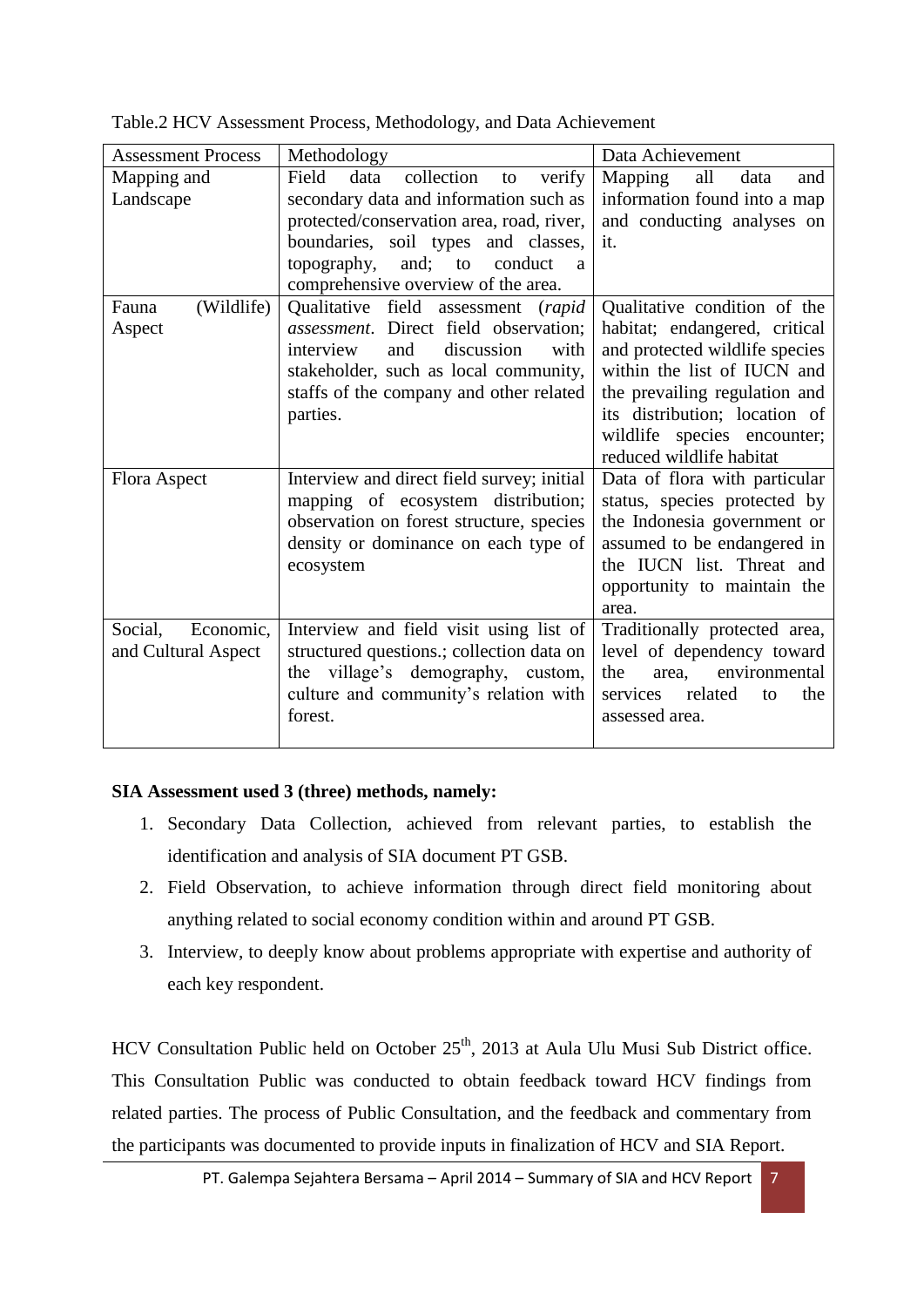Table.2 HCV Assessment Process, Methodology, and Data Achievement

| Assessment Process | Methodology | Data Achievement |
| --- | --- | --- |
| Mapping and Landscape | Field data collection to verify secondary data and information such as protected/conservation area, road, river, boundaries, soil types and classes, topography, and; to conduct a comprehensive overview of the area. | Mapping all data and information found into a map and conducting analyses on it. |
| Fauna (Wildlife) Aspect | Qualitative field assessment (*rapid assessment*. Direct field observation; interview and discussion with stakeholder, such as local community, staffs of the company and other related parties. | Qualitative condition of the habitat; endangered, critical and protected wildlife species within the list of IUCN and the prevailing regulation and its distribution; location of wildlife species encounter; reduced wildlife habitat |
| Flora Aspect | Interview and direct field survey; initial mapping of ecosystem distribution; observation on forest structure, species density or dominance on each type of ecosystem | Data of flora with particular status, species protected by the Indonesia government or assumed to be endangered in the IUCN list. Threat and opportunity to maintain the area. |
| Social, Economic, and Cultural Aspect | Interview and field visit using list of structured questions.; collection data on the village's demography, custom, culture and community's relation with forest. | Traditionally protected area, level of dependency toward the area, environmental services related to the assessed area. |

**SIA Assessment used 3 (three) methods, namely:**

1. Secondary Data Collection, achieved from relevant parties, to establish the identification and analysis of SIA document PT GSB.
2. Field Observation, to achieve information through direct field monitoring about anything related to social economy condition within and around PT GSB.
3. Interview, to deeply know about problems appropriate with expertise and authority of each key respondent.

HCV Consultation Public held on October 25th, 2013 at Aula Ulu Musi Sub District office. This Consultation Public was conducted to obtain feedback toward HCV findings from related parties. The process of Public Consultation, and the feedback and commentary from the participants was documented to provide inputs in finalization of HCV and SIA Report.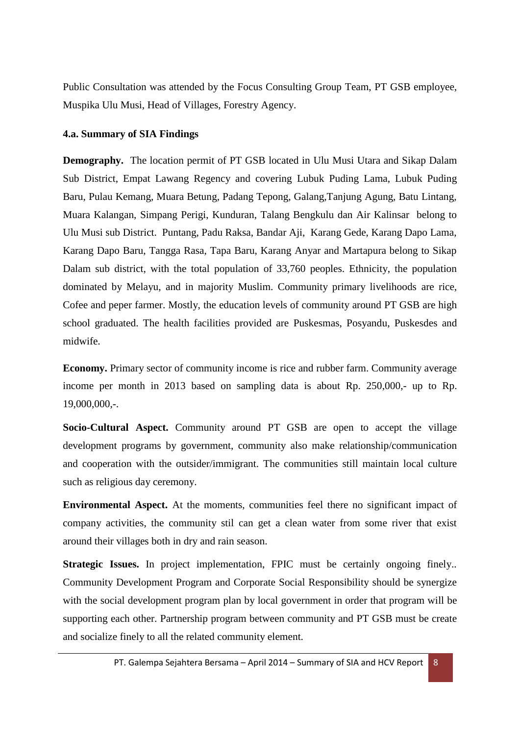Public Consultation was attended by the Focus Consulting Group Team, PT GSB employee, Muspika Ulu Musi, Head of Villages, Forestry Agency.

#### 4.a. Summary of SIA Findings

**Demography.** The location permit of PT GSB located in Ulu Musi Utara and Sikap Dalam Sub District, Empat Lawang Regency and covering Lubuk Puding Lama, Lubuk Puding Baru, Pulau Kemang, Muara Betung, Padang Tepong, Galang,Tanjung Agung, Batu Lintang, Muara Kalangan, Simpang Perigi, Kunduran, Talang Bengkulu dan Air Kalinsar belong to Ulu Musi sub District. Puntang, Padu Raksa, Bandar Aji, Karang Gede, Karang Dapo Lama, Karang Dapo Baru, Tangga Rasa, Tapa Baru, Karang Anyar and Martapura belong to Sikap Dalam sub district, with the total population of 33,760 peoples. Ethnicity, the population dominated by Melayu, and in majority Muslim. Community primary livelihoods are rice, Cofee and peper farmer. Mostly, the education levels of community around PT GSB are high school graduated. The health facilities provided are Puskesmas, Posyandu, Puskesdes and midwife.

**Economy.** Primary sector of community income is rice and rubber farm. Community average income per month in 2013 based on sampling data is about Rp. 250,000,- up to Rp. 19,000,000,-.

**Socio-Cultural Aspect.** Community around PT GSB are open to accept the village development programs by government, community also make relationship/communication and cooperation with the outsider/immigrant. The communities still maintain local culture such as religious day ceremony.

**Environmental Aspect.** At the moments, communities feel there no significant impact of company activities, the community stil can get a clean water from some river that exist around their villages both in dry and rain season.

**Strategic Issues.** In project implementation, FPIC must be certainly ongoing finely.. Community Development Program and Corporate Social Responsibility should be synergize with the social development program plan by local government in order that program will be supporting each other. Partnership program between community and PT GSB must be create and socialize finely to all the related community element.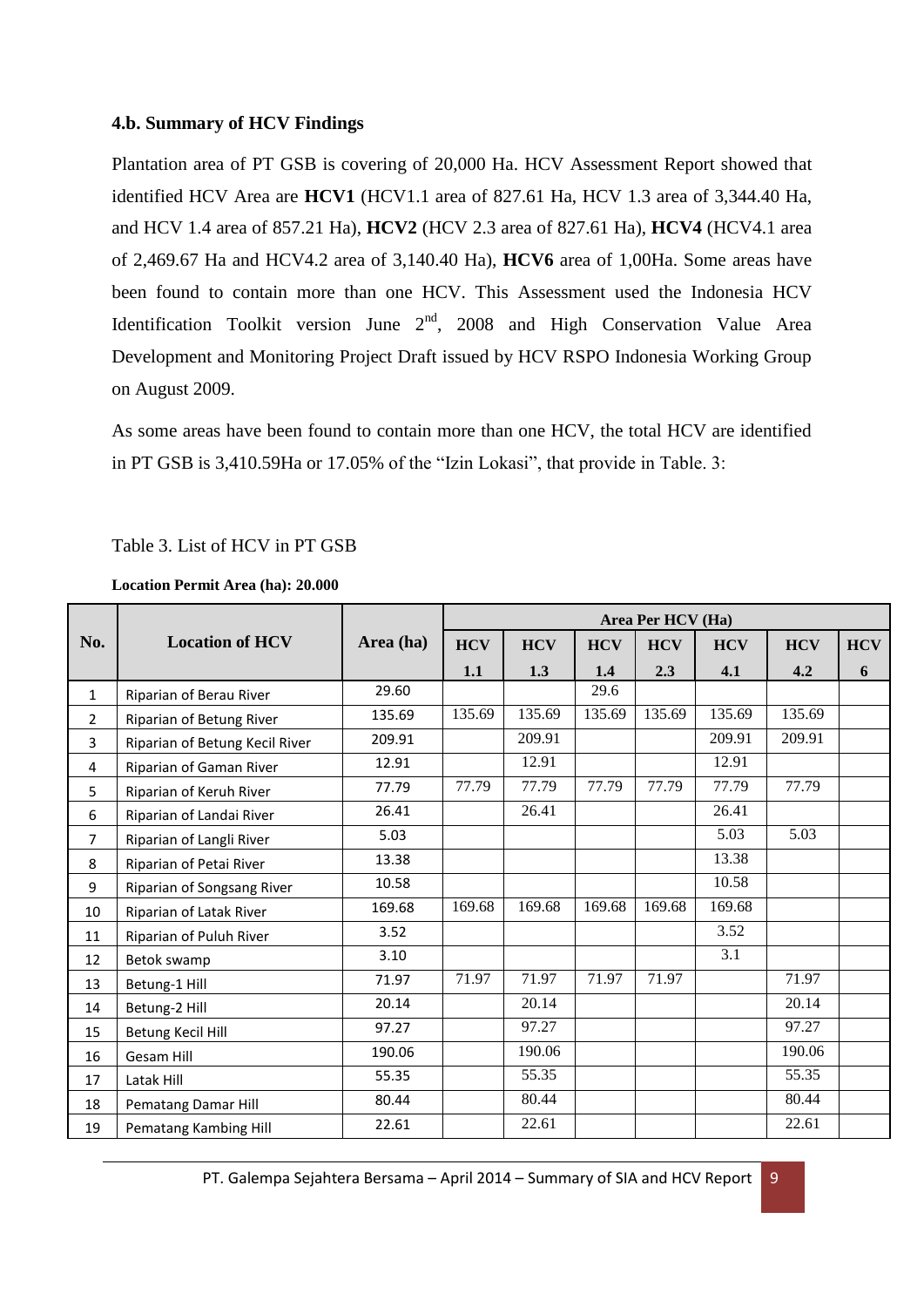### 4.b. Summary of HCV Findings

Plantation area of PT GSB is covering of 20,000 Ha. HCV Assessment Report showed that identified HCV Area are **HCV1** (HCV1.1 area of 827.61 Ha, HCV 1.3 area of 3,344.40 Ha, and HCV 1.4 area of 857.21 Ha), **HCV2** (HCV 2.3 area of 827.61 Ha), **HCV4** (HCV4.1 area of 2,469.67 Ha and HCV4.2 area of 3,140.40 Ha), **HCV6** area of 1,00Ha. Some areas have been found to contain more than one HCV. This Assessment used the Indonesia HCV Identification Toolkit version June 2nd, 2008 and High Conservation Value Area Development and Monitoring Project Draft issued by HCV RSPO Indonesia Working Group on August 2009.

As some areas have been found to contain more than one HCV, the total HCV are identified in PT GSB is 3,410.59Ha or 17.05% of the "Izin Lokasi", that provide in Table. 3:

Table 3. List of HCV in PT GSB

**Location Permit Area (ha): 20.000**

| No. | Location of HCV | Area (ha) | Area Per HCV (Ha) | | | | | | |
|---|---|---|---|---|---|---|---|---|---|
| | | | HCV 1.1 | HCV 1.3 | HCV 1.4 | HCV 2.3 | HCV 4.1 | HCV 4.2 | HCV 6 |
| 1 | Riparian of Berau River | 29.60 | | | 29.6 | | | | |
| 2 | Riparian of Betung River | 135.69 | 135.69 | 135.69 | 135.69 | 135.69 | 135.69 | 135.69 | |
| 3 | Riparian of Betung Kecil River | 209.91 | | 209.91 | | | 209.91 | 209.91 | |
| 4 | Riparian of Gaman River | 12.91 | | 12.91 | | | 12.91 | | |
| 5 | Riparian of Keruh River | 77.79 | 77.79 | 77.79 | 77.79 | 77.79 | 77.79 | 77.79 | |
| 6 | Riparian of Landai River | 26.41 | | 26.41 | | | 26.41 | | |
| 7 | Riparian of Langli River | 5.03 | | | | | 5.03 | 5.03 | |
| 8 | Riparian of Petai River | 13.38 | | | | | 13.38 | | |
| 9 | Riparian of Songsang River | 10.58 | | | | | 10.58 | | |
| 10 | Riparian of Latak River | 169.68 | 169.68 | 169.68 | 169.68 | 169.68 | 169.68 | | |
| 11 | Riparian of Puluh River | 3.52 | | | | | 3.52 | | |
| 12 | Betok swamp | 3.10 | | | | | 3.1 | | |
| 13 | Betung-1 Hill | 71.97 | 71.97 | 71.97 | 71.97 | 71.97 | | 71.97 | |
| 14 | Betung-2 Hill | 20.14 | | 20.14 | | | | 20.14 | |
| 15 | Betung Kecil Hill | 97.27 | | 97.27 | | | | 97.27 | |
| 16 | Gesam Hill | 190.06 | | 190.06 | | | | 190.06 | |
| 17 | Latak Hill | 55.35 | | 55.35 | | | | 55.35 | |
| 18 | Pematang Damar Hill | 80.44 | | 80.44 | | | | 80.44 | |
| 19 | Pematang Kambing Hill | 22.61 | | 22.61 | | | | 22.61 | |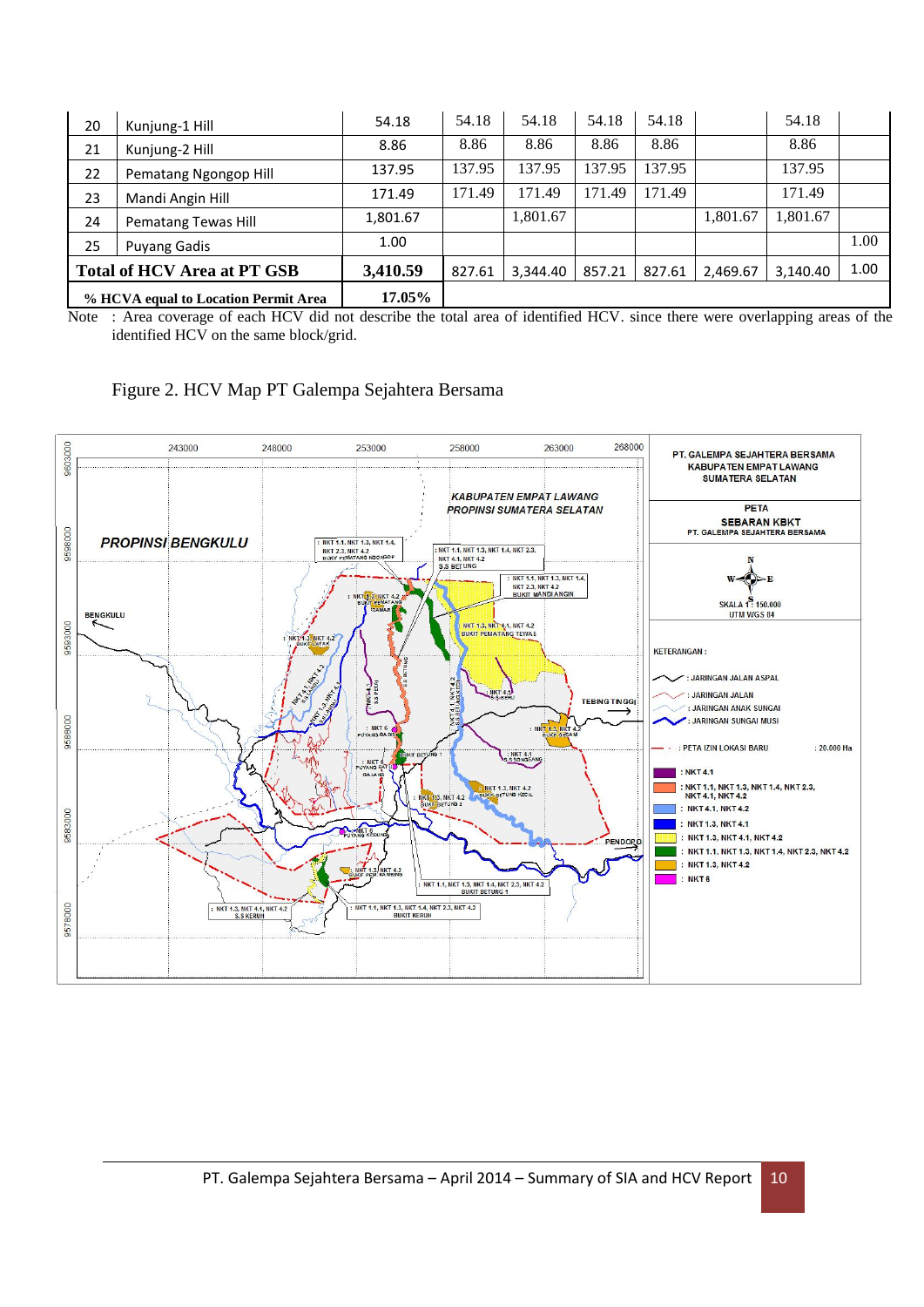| | | | | | | | | | |
|---|---|---|---|---|---|---|---|---|---|
| 20 | Kunjung-1 Hill | 54.18 | 54.18 | 54.18 | 54.18 | 54.18 | | 54.18 | |
| 21 | Kunjung-2 Hill | 8.86 | 8.86 | 8.86 | 8.86 | 8.86 | | 8.86 | |
| 22 | Pematang Ngongop Hill | 137.95 | 137.95 | 137.95 | 137.95 | 137.95 | | 137.95 | |
| 23 | Mandi Angin Hill | 171.49 | 171.49 | 171.49 | 171.49 | 171.49 | | 171.49 | |
| 24 | Pematang Tewas Hill | 1,801.67 | | 1,801.67 | | | 1,801.67 | 1,801.67 | |
| 25 | Puyang Gadis | 1.00 | | | | | | | 1.00 |
| **Total of HCV Area at PT GSB** | | **3,410.59** | 827.61 | 3,344.40 | 857.21 | 827.61 | 2,469.67 | 3,140.40 | 1.00 |
| **% HCVA equal to Location Permit Area** | | **17.05%** | | | | | | | |

Note : Area coverage of each HCV did not describe the total area of identified HCV. since there were overlapping areas of the identified HCV on the same block/grid.

Figure 2. HCV Map PT Galempa Sejahtera Bersama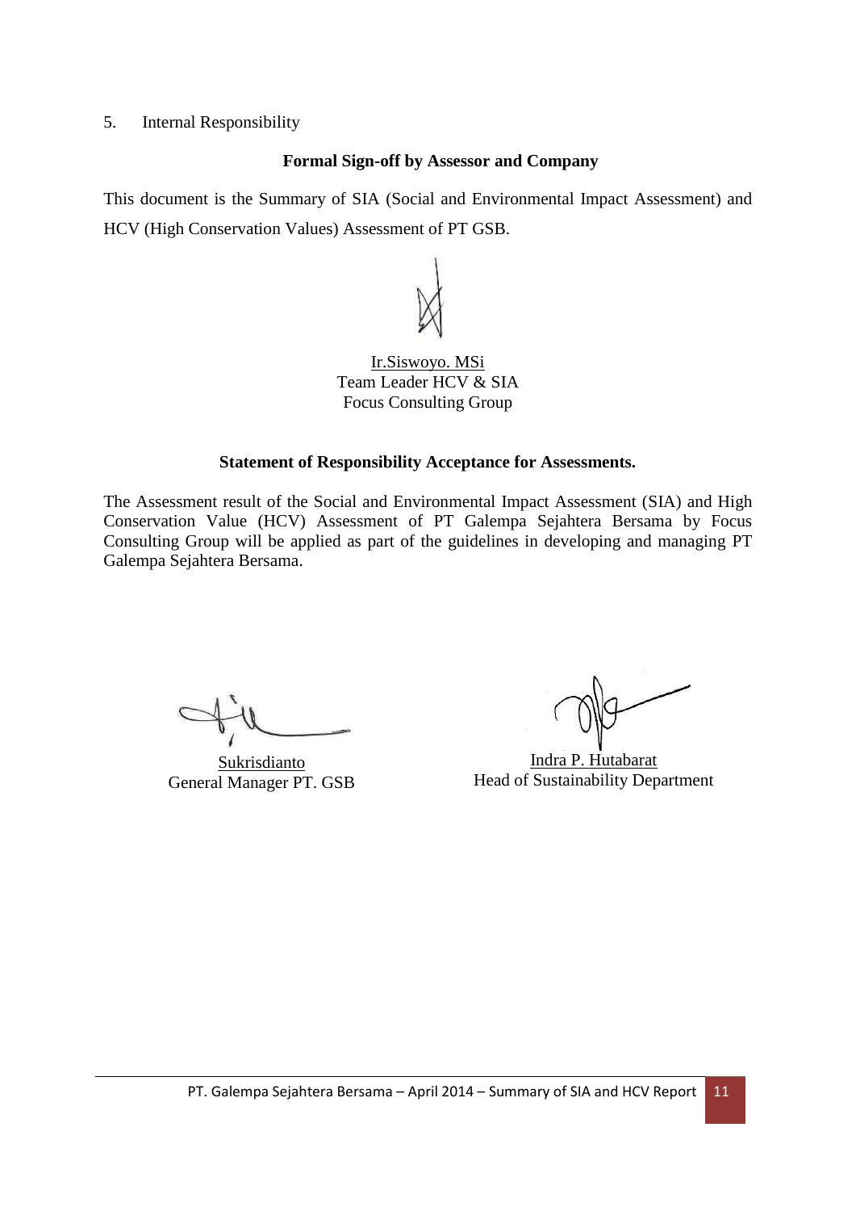5. Internal Responsibility

**Formal Sign-off by Assessor and Company**

This document is the Summary of SIA (Social and Environmental Impact Assessment) and HCV (High Conservation Values) Assessment of PT GSB.

Ir.Siswoyo. MSi
Team Leader HCV & SIA
Focus Consulting Group

**Statement of Responsibility Acceptance for Assessments.**

The Assessment result of the Social and Environmental Impact Assessment (SIA) and High Conservation Value (HCV) Assessment of PT Galempa Sejahtera Bersama by Focus Consulting Group will be applied as part of the guidelines in developing and managing PT Galempa Sejahtera Bersama.

Sukrisdianto
General Manager PT. GSB

Indra P. Hutabarat
Head of Sustainability Department